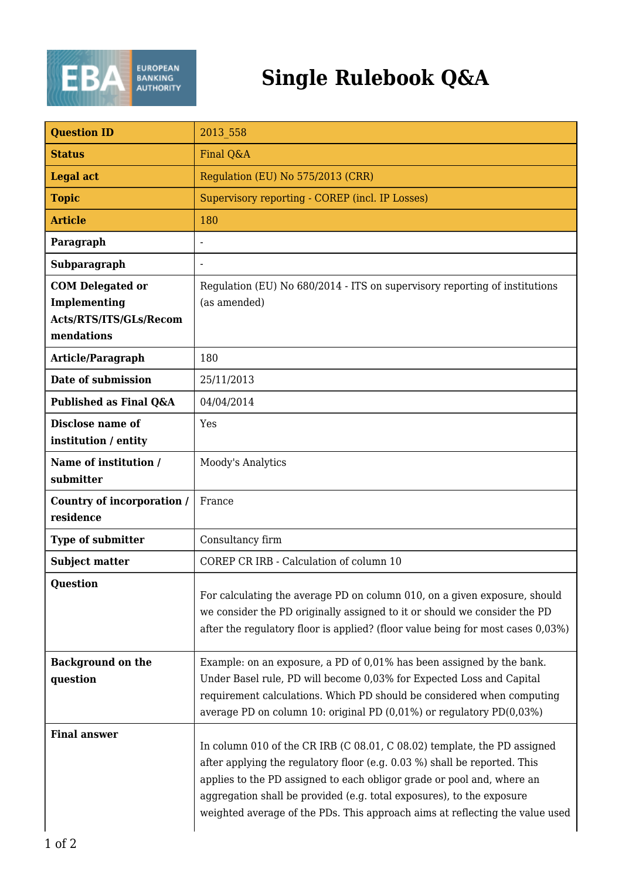# Single Rulebook Q&A

| Question ID | 2013_558 |
|---|---|
| Status | Final Q&A |
| Legal act | Regulation (EU) No 575/2013 (CRR) |
| Topic | Supervisory reporting - COREP (incl. IP Losses) |
| Article | 180 |
| Paragraph | - |
| Subparagraph | - |
| COM Delegated or Implementing Acts/RTS/ITS/GLs/Recommendations | Regulation (EU) No 680/2014 - ITS on supervisory reporting of institutions (as amended) |
| Article/Paragraph | 180 |
| Date of submission | 25/11/2013 |
| Published as Final Q&A | 04/04/2014 |
| Disclose name of institution / entity | Yes |
| Name of institution / submitter | Moody's Analytics |
| Country of incorporation / residence | France |
| Type of submitter | Consultancy firm |
| Subject matter | COREP CR IRB - Calculation of column 10 |
| Question | For calculating the average PD on column 010, on a given exposure, should we consider the PD originally assigned to it or should we consider the PD after the regulatory floor is applied? (floor value being for most cases 0,03%) |
| Background on the question | Example: on an exposure, a PD of 0,01% has been assigned by the bank. Under Basel rule, PD will become 0,03% for Expected Loss and Capital requirement calculations. Which PD should be considered when computing average PD on column 10: original PD (0,01%) or regulatory PD(0,03%) |
| Final answer | In column 010 of the CR IRB (C 08.01, C 08.02) template, the PD assigned after applying the regulatory floor (e.g. 0.03 %) shall be reported. This applies to the PD assigned to each obligor grade or pool and, where an aggregation shall be provided (e.g. total exposures), to the exposure weighted average of the PDs. This approach aims at reflecting the value used |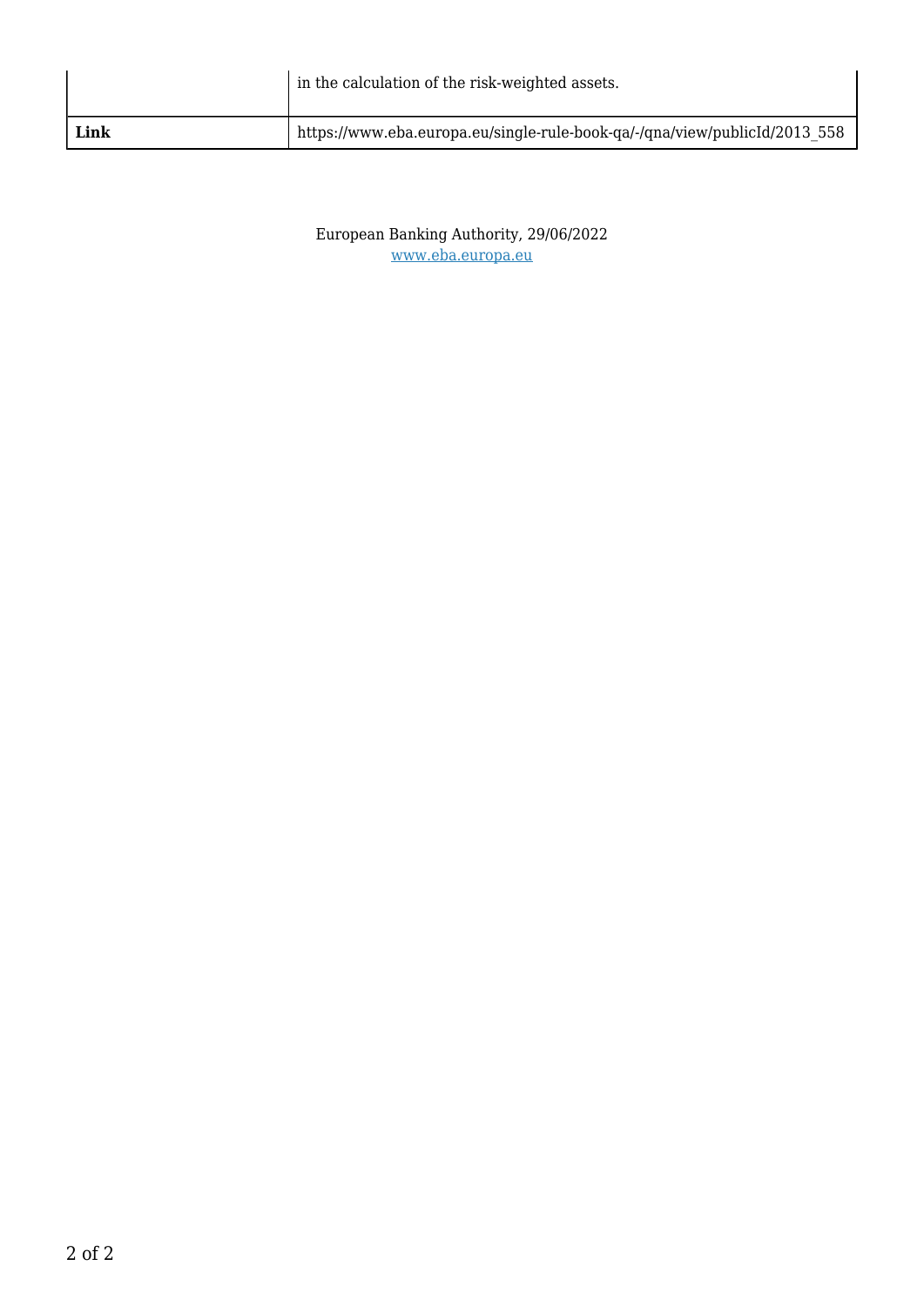| | |
|---|---|
| | in the calculation of the risk-weighted assets. |
| **Link** | https://www.eba.europa.eu/single-rule-book-qa/-/qna/view/publicId/2013_558 |

European Banking Authority, 29/06/2022
www.eba.europa.eu